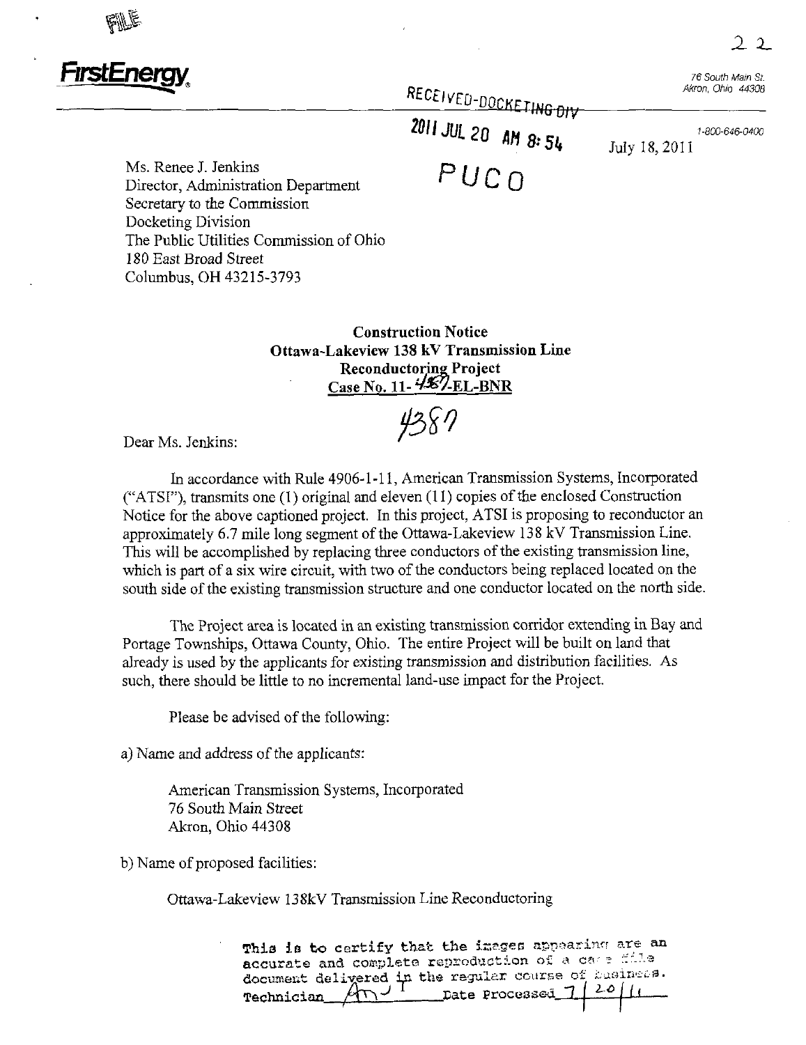FILE

FirstEnergy

76 South Main St.
Akron, Ohio 44308

RECEIVED-DOCKETING DIV

2011 JUL 20 AM 8:54

PUCO

1-800-646-0400

July 18, 2011

Ms. Renee J. Jenkins
Director, Administration Department
Secretary to the Commission
Docketing Division
The Public Utilities Commission of Ohio
180 East Broad Street
Columbus, OH 43215-3793

**Construction Notice**
**Ottawa-Lakeview 138 kV Transmission Line**
**Reconductoring Project**
**Case No. 11-4387-EL-BNR**

4387

Dear Ms. Jenkins:

In accordance with Rule 4906-1-11, American Transmission Systems, Incorporated ("ATSI"), transmits one (1) original and eleven (11) copies of the enclosed Construction Notice for the above captioned project. In this project, ATSI is proposing to reconductor an approximately 6.7 mile long segment of the Ottawa-Lakeview 138 kV Transmission Line. This will be accomplished by replacing three conductors of the existing transmission line, which is part of a six wire circuit, with two of the conductors being replaced located on the south side of the existing transmission structure and one conductor located on the north side.

The Project area is located in an existing transmission corridor extending in Bay and Portage Townships, Ottawa County, Ohio. The entire Project will be built on land that already is used by the applicants for existing transmission and distribution facilities. As such, there should be little to no incremental land-use impact for the Project.

Please be advised of the following:

a) Name and address of the applicants:

American Transmission Systems, Incorporated
76 South Main Street
Akron, Ohio 44308

b) Name of proposed facilities:

Ottawa-Lakeview 138kV Transmission Line Reconductoring

This is to certify that the images appearing are an accurate and complete reproduction of a case file document delivered in the regular course of business.
Technician AM Date Processed 7/20/11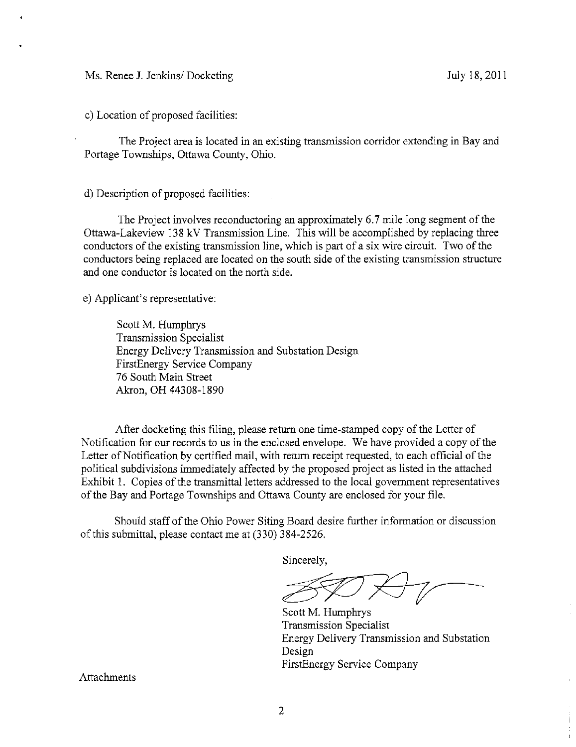c) Location of proposed facilities:

The Project area is located in an existing transmission corridor extending in Bay and Portage Townships, Ottawa County, Ohio.

d) Description of proposed facilities:

The Project involves reconductoring an approximately 6.7 mile long segment of the Ottawa-Lakeview 138 kV Transmission Line. This will be accomplished by replacing three conductors of the existing transmission line, which is part of a six wire circuit. Two of the conductors being replaced are located on the south side of the existing transmission structure and one conductor is located on the north side.

e) Applicant's representative:

Scott M. Humphrys
Transmission Specialist
Energy Delivery Transmission and Substation Design
FirstEnergy Service Company
76 South Main Street
Akron, OH 44308-1890

After docketing this filing, please return one time-stamped copy of the Letter of Notification for our records to us in the enclosed envelope. We have provided a copy of the Letter of Notification by certified mail, with return receipt requested, to each official of the political subdivisions immediately affected by the proposed project as listed in the attached Exhibit 1. Copies of the transmittal letters addressed to the local government representatives of the Bay and Portage Townships and Ottawa County are enclosed for your file.

Should staff of the Ohio Power Siting Board desire further information or discussion of this submittal, please contact me at (330) 384-2526.

Sincerely,

Scott M. Humphrys
Transmission Specialist
Energy Delivery Transmission and Substation Design
FirstEnergy Service Company

Attachments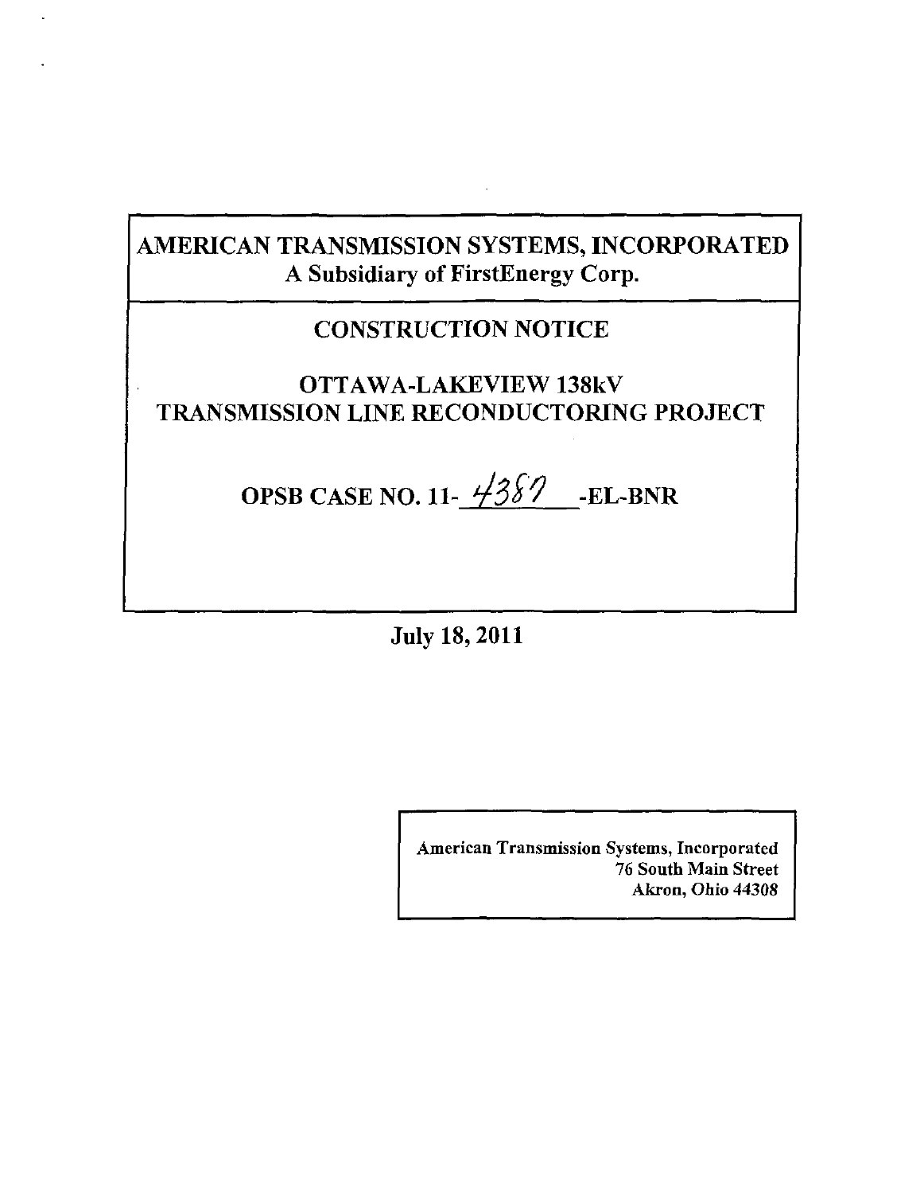# AMERICAN TRANSMISSION SYSTEMS, INCORPORATED

**A Subsidiary of FirstEnergy Corp.**

## CONSTRUCTION NOTICE

## OTTAWA-LAKEVIEW 138kV TRANSMISSION LINE RECONDUCTORING PROJECT

## OPSB CASE NO. 11-4387-EL-BNR

**July 18, 2011**

**American Transmission Systems, Incorporated**
**76 South Main Street**
**Akron, Ohio 44308**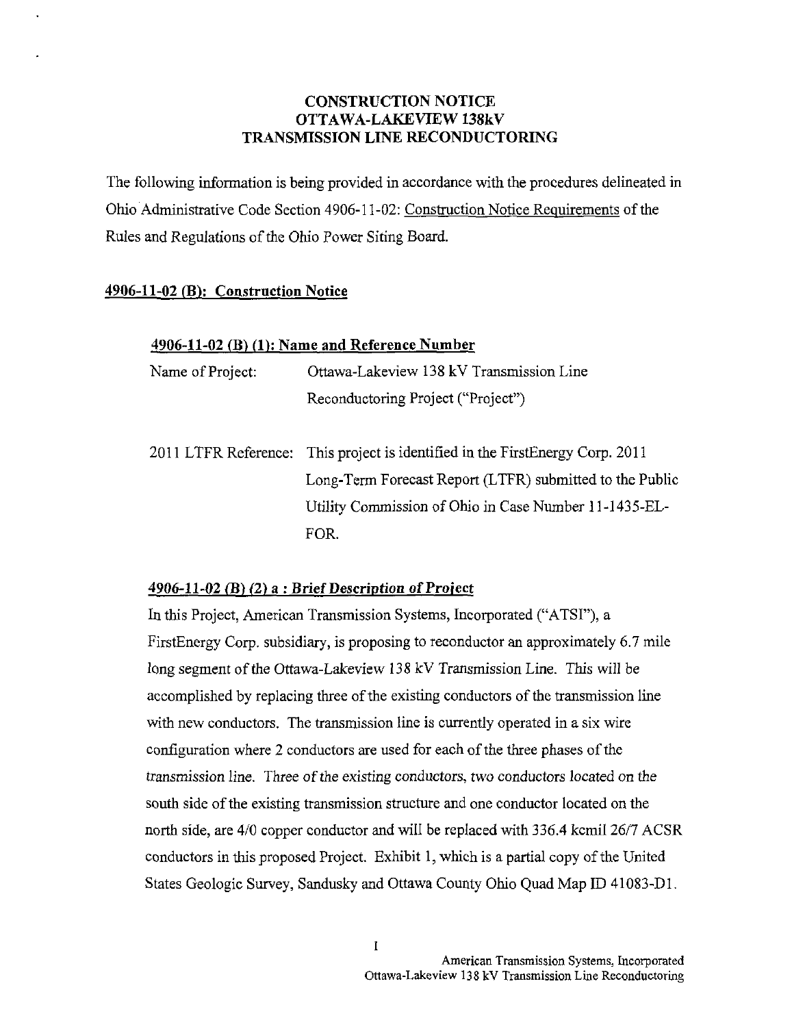# CONSTRUCTION NOTICE
# OTTAWA-LAKEVIEW 138kV
# TRANSMISSION LINE RECONDUCTORING

The following information is being provided in accordance with the procedures delineated in Ohio Administrative Code Section 4906-11-02: Construction Notice Requirements of the Rules and Regulations of the Ohio Power Siting Board.

## 4906-11-02 (B): Construction Notice

### 4906-11-02 (B) (1): Name and Reference Number

| | |
|---|---|
| Name of Project: | Ottawa-Lakeview 138 kV Transmission Line Reconductoring Project ("Project") |
| 2011 LTFR Reference: | This project is identified in the FirstEnergy Corp. 2011 Long-Term Forecast Report (LTFR) submitted to the Public Utility Commission of Ohio in Case Number 11-1435-EL-FOR. |

### *4906-11-02 (B) (2) a : Brief Description of Project*

In this Project, American Transmission Systems, Incorporated ("ATSI"), a FirstEnergy Corp. subsidiary, is proposing to reconductor an approximately 6.7 mile long segment of the Ottawa-Lakeview 138 kV Transmission Line. This will be accomplished by replacing three of the existing conductors of the transmission line with new conductors. The transmission line is currently operated in a six wire configuration where 2 conductors are used for each of the three phases of the transmission line. Three of the existing conductors, two conductors located on the south side of the existing transmission structure and one conductor located on the north side, are 4/0 copper conductor and will be replaced with 336.4 kcmil 26/7 ACSR conductors in this proposed Project. Exhibit 1, which is a partial copy of the United States Geologic Survey, Sandusky and Ottawa County Ohio Quad Map ID 41083-D1.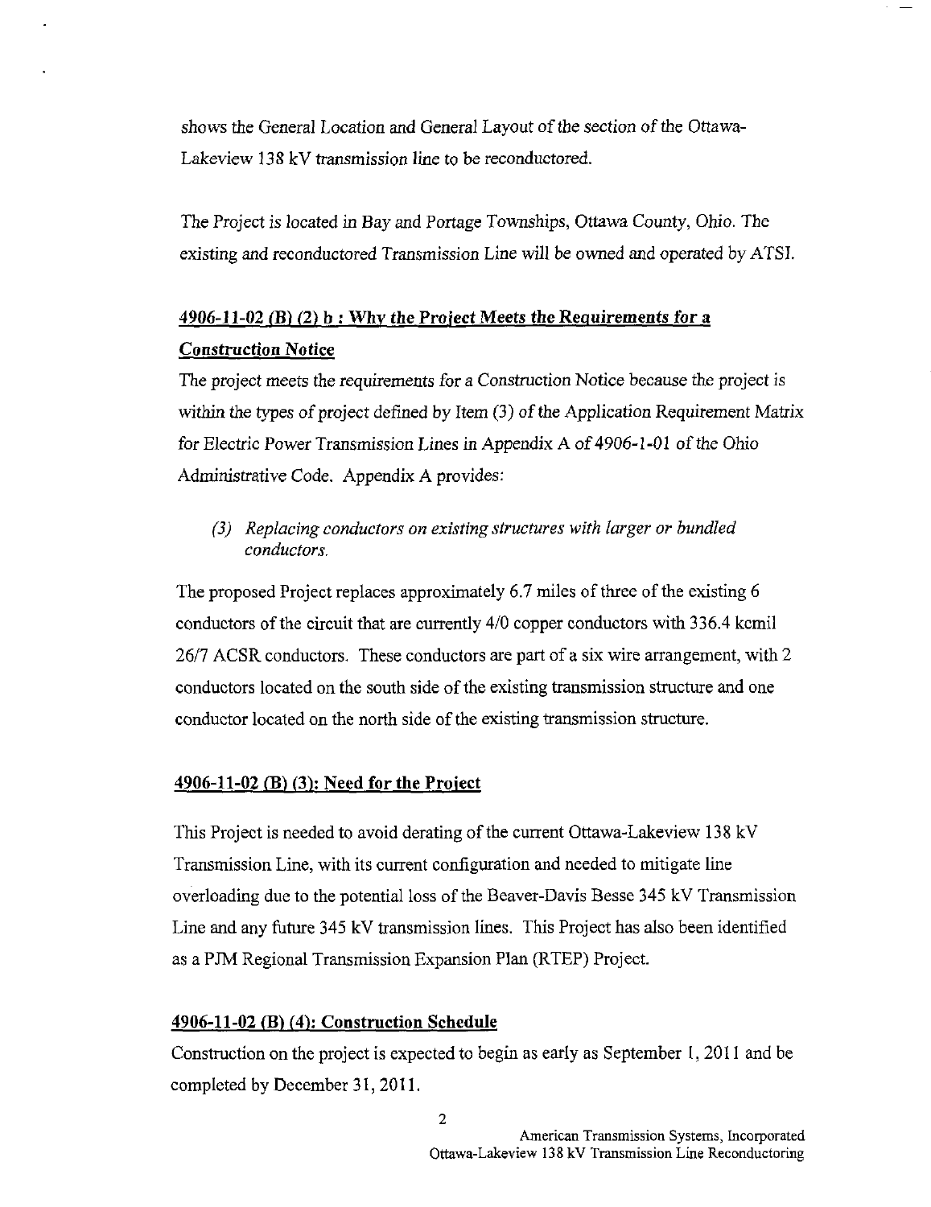shows the General Location and General Layout of the section of the Ottawa-Lakeview 138 kV transmission line to be reconductored.

The Project is located in Bay and Portage Townships, Ottawa County, Ohio. The existing and reconductored Transmission Line will be owned and operated by ATSI.

## 4906-11-02 (B) (2) b : Why the Project Meets the Requirements for a Construction Notice

The project meets the requirements for a Construction Notice because the project is within the types of project defined by Item (3) of the Application Requirement Matrix for Electric Power Transmission Lines in Appendix A of 4906-1-01 of the Ohio Administrative Code. Appendix A provides:

> *(3) Replacing conductors on existing structures with larger or bundled conductors.*

The proposed Project replaces approximately 6.7 miles of three of the existing 6 conductors of the circuit that are currently 4/0 copper conductors with 336.4 kcmil 26/7 ACSR conductors. These conductors are part of a six wire arrangement, with 2 conductors located on the south side of the existing transmission structure and one conductor located on the north side of the existing transmission structure.

## 4906-11-02 (B) (3): Need for the Project

This Project is needed to avoid derating of the current Ottawa-Lakeview 138 kV Transmission Line, with its current configuration and needed to mitigate line overloading due to the potential loss of the Beaver-Davis Besse 345 kV Transmission Line and any future 345 kV transmission lines. This Project has also been identified as a PJM Regional Transmission Expansion Plan (RTEP) Project.

## 4906-11-02 (B) (4): Construction Schedule

Construction on the project is expected to begin as early as September 1, 2011 and be completed by December 31, 2011.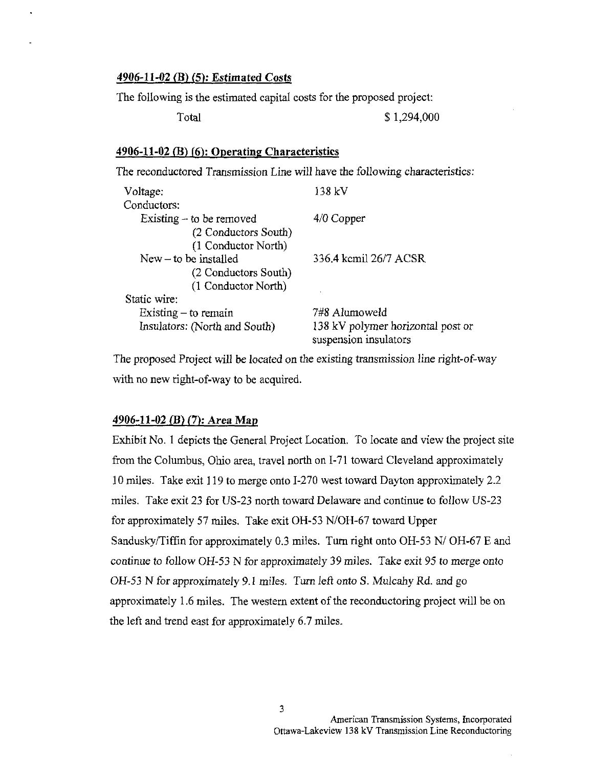**4906-11-02 (B) (5): Estimated Costs**

The following is the estimated capital costs for the proposed project:

| | |
|---|---|
| Total | $ 1,294,000 |

**4906-11-02 (B) (6): Operating Characteristics**

The reconductored Transmission Line will have the following characteristics:

| | |
|---|---|
| Voltage: | 138 kV |
| Conductors: | |
| Existing – to be removed (2 Conductors South) (1 Conductor North) | 4/0 Copper |
| New – to be installed (2 Conductors South) (1 Conductor North) | 336.4 kcmil 26/7 ACSR |
| Static wire: | |
| Existing – to remain | 7#8 Alumoweld |
| Insulators: (North and South) | 138 kV polymer horizontal post or suspension insulators |

The proposed Project will be located on the existing transmission line right-of-way with no new right-of-way to be acquired.

**4906-11-02 (B) (7): Area Map**

Exhibit No. 1 depicts the General Project Location. To locate and view the project site from the Columbus, Ohio area, travel north on I-71 toward Cleveland approximately 10 miles. Take exit 119 to merge onto I-270 west toward Dayton approximately 2.2 miles. Take exit 23 for US-23 north toward Delaware and continue to follow US-23 for approximately 57 miles. Take exit OH-53 N/OH-67 toward Upper Sandusky/Tiffin for approximately 0.3 miles. Turn right onto OH-53 N/ OH-67 E and continue to follow OH-53 N for approximately 39 miles. Take exit 95 to merge onto OH-53 N for approximately 9.1 miles. Turn left onto S. Mulcahy Rd. and go approximately 1.6 miles. The western extent of the reconductoring project will be on the left and trend east for approximately 6.7 miles.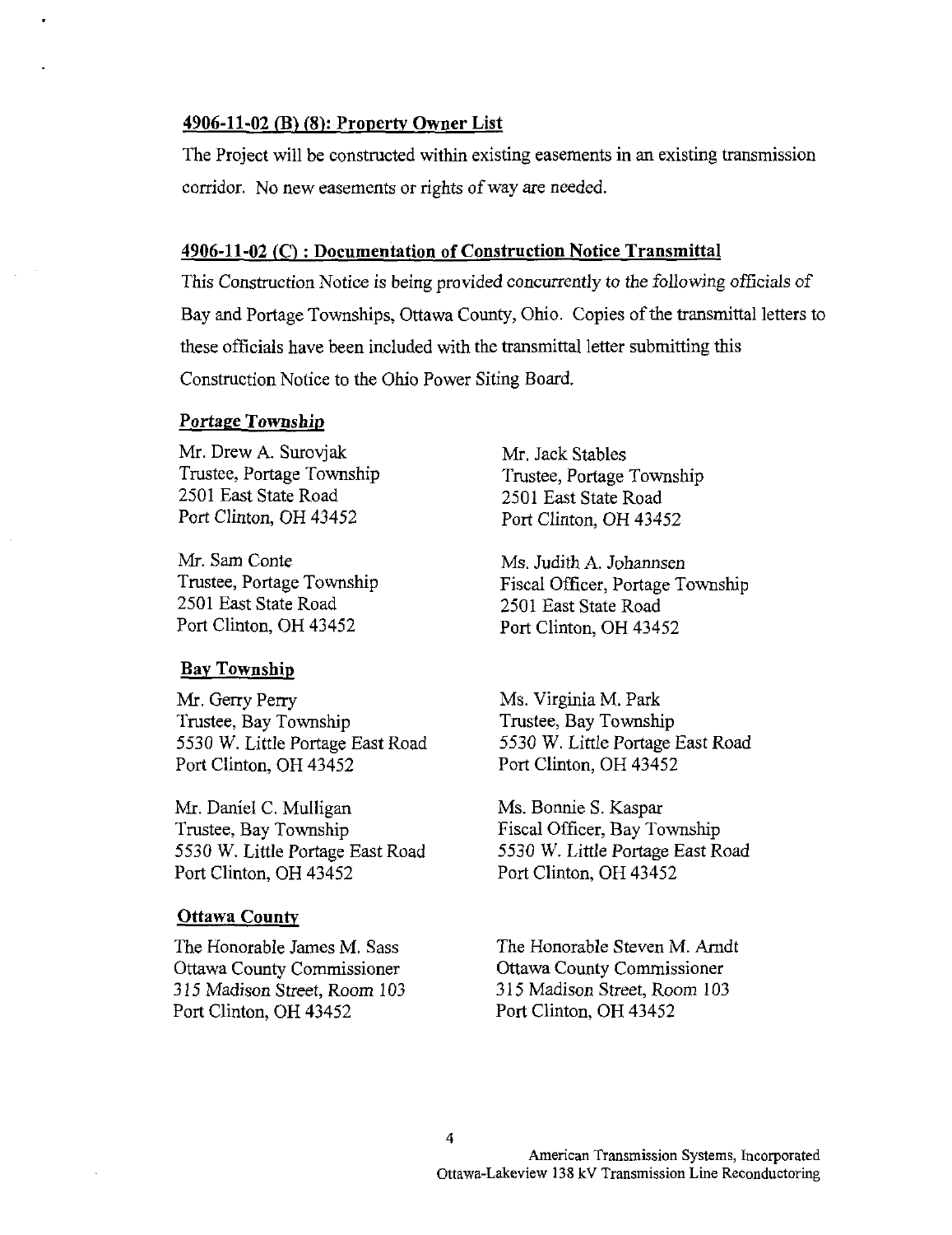**4906-11-02 (B) (8): Property Owner List**

The Project will be constructed within existing easements in an existing transmission corridor. No new easements or rights of way are needed.

**4906-11-02 (C) : Documentation of Construction Notice Transmittal**

This Construction Notice is being provided concurrently to the following officials of Bay and Portage Townships, Ottawa County, Ohio. Copies of the transmittal letters to these officials have been included with the transmittal letter submitting this Construction Notice to the Ohio Power Siting Board.

**Portage Township**

Mr. Drew A. Surovjak
Trustee, Portage Township
2501 East State Road
Port Clinton, OH 43452

Mr. Jack Stables
Trustee, Portage Township
2501 East State Road
Port Clinton, OH 43452

Mr. Sam Conte
Trustee, Portage Township
2501 East State Road
Port Clinton, OH 43452

Ms. Judith A. Johannsen
Fiscal Officer, Portage Township
2501 East State Road
Port Clinton, OH 43452

**Bay Township**

Mr. Gerry Perry
Trustee, Bay Township
5530 W. Little Portage East Road
Port Clinton, OH 43452

Ms. Virginia M. Park
Trustee, Bay Township
5530 W. Little Portage East Road
Port Clinton, OH 43452

Mr. Daniel C. Mulligan
Trustee, Bay Township
5530 W. Little Portage East Road
Port Clinton, OH 43452

Ms. Bonnie S. Kaspar
Fiscal Officer, Bay Township
5530 W. Little Portage East Road
Port Clinton, OH 43452

**Ottawa County**

The Honorable James M. Sass
Ottawa County Commissioner
315 Madison Street, Room 103
Port Clinton, OH 43452

The Honorable Steven M. Arndt
Ottawa County Commissioner
315 Madison Street, Room 103
Port Clinton, OH 43452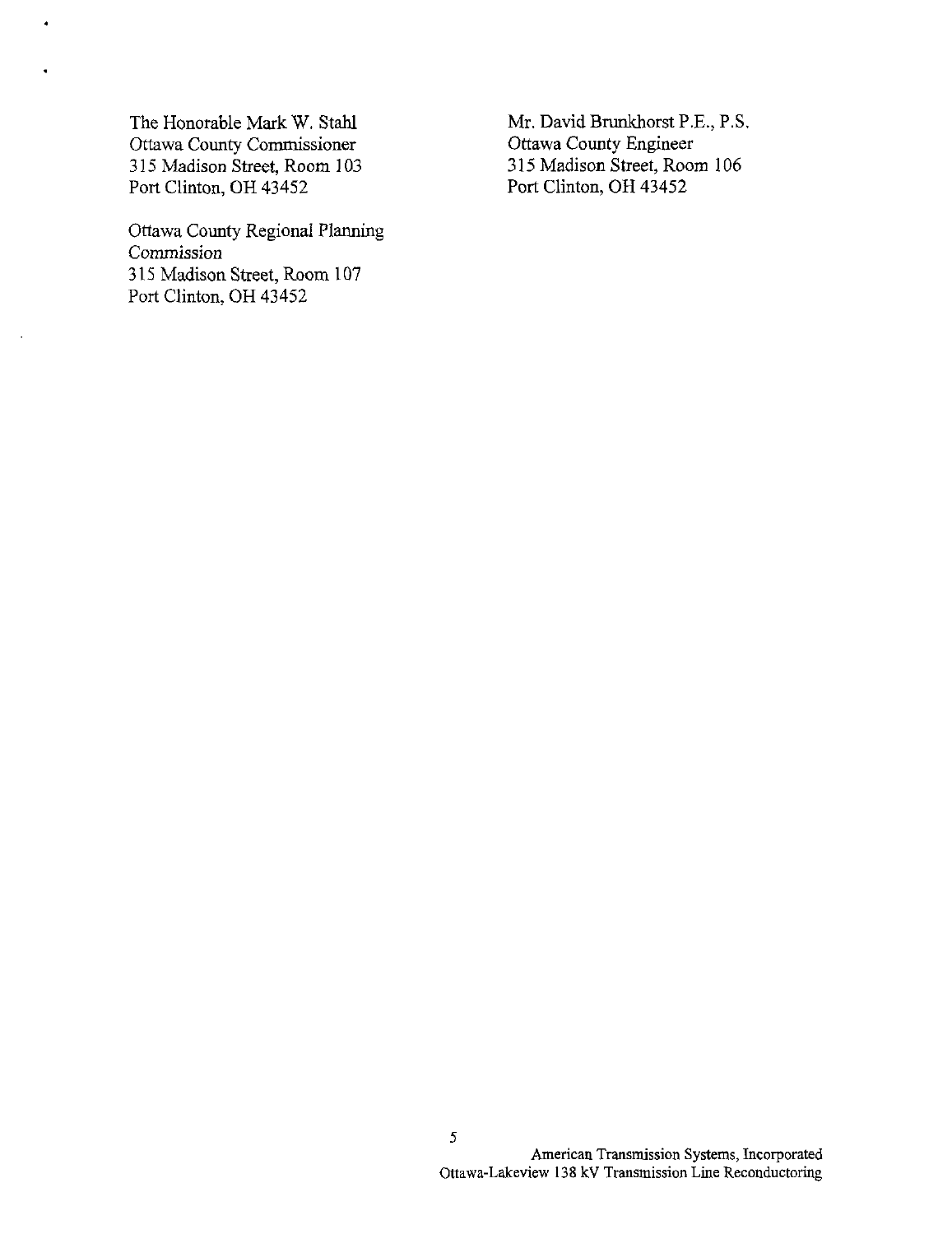The Honorable Mark W. Stahl
Ottawa County Commissioner
315 Madison Street, Room 103
Port Clinton, OH 43452

Mr. David Brunkhorst P.E., P.S.
Ottawa County Engineer
315 Madison Street, Room 106
Port Clinton, OH 43452

Ottawa County Regional Planning
Commission
315 Madison Street, Room 107
Port Clinton, OH 43452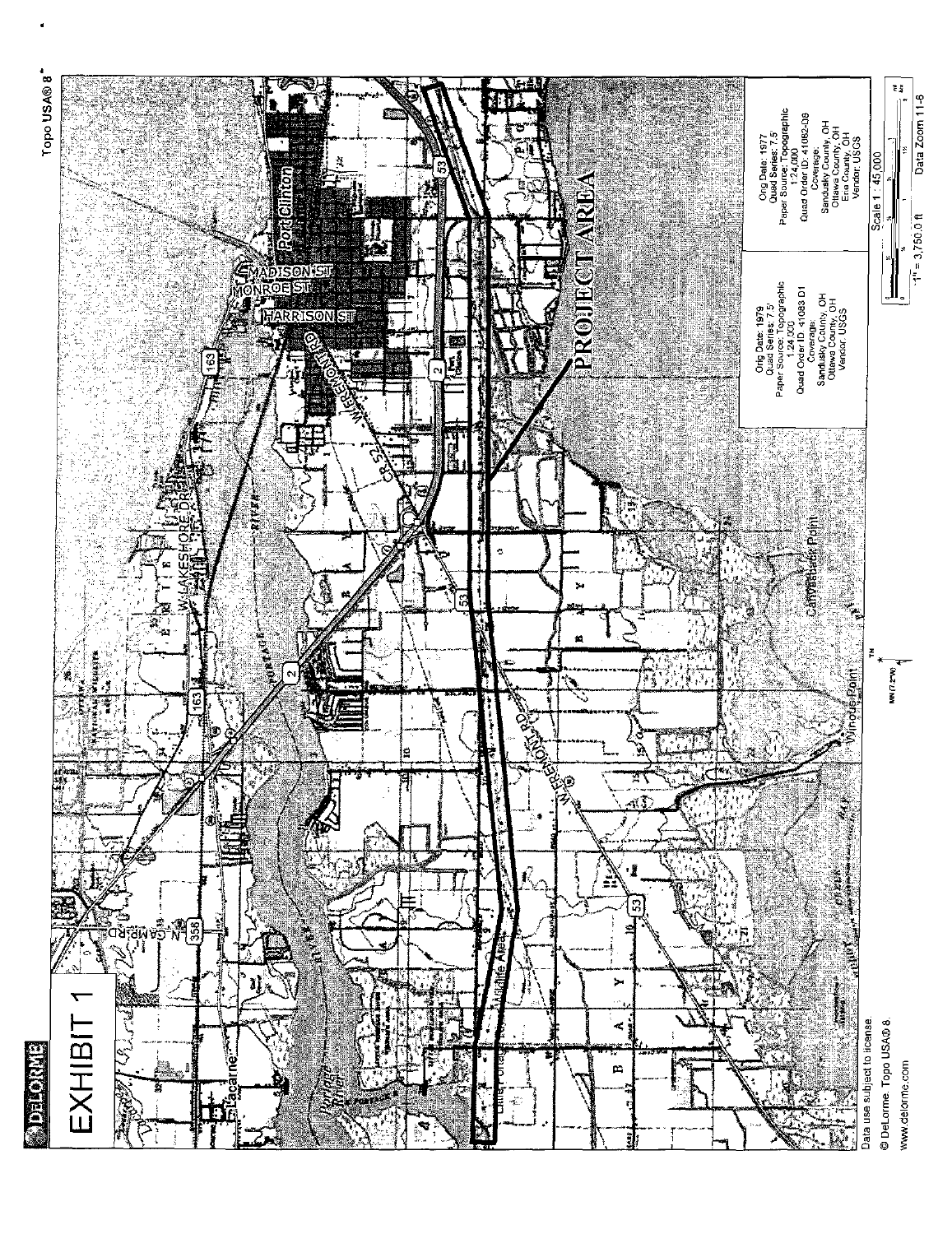DELORME

Topo USA® 8

# EXHIBIT 1

PROJECT AREA

Port Clinton

MADISON ST

MONROE ST

HARRISON ST

W LAKESHORE DR

W FREMONT RD

CR 52

Lacarne

N CAMP RD

Portage River

Little Portage Wildlife Area

Canvasback Point

Winous Point

Orig Date: 1979
Quad Series: 7.5'
Paper Source: Topographic
1:24,000
Quad Order ID: 41083 D1
Coverage:
Sandusky County, OH
Ottawa County, OH
Vendor: USGS

Orig Date: 1977
Quad Series: 7.5'
Paper Source: Topographic
1:24,000
Quad Order ID: 41082-D8
Coverage:
Sandusky County, OH
Ottawa County, OH
Erie County, OH
Vendor: USGS

Scale 1 : 45,000

1" = 3,750.0 ft

Data Zoom 11-6

Data use subject to license.

© DeLorme. Topo USA® 8.

www.delorme.com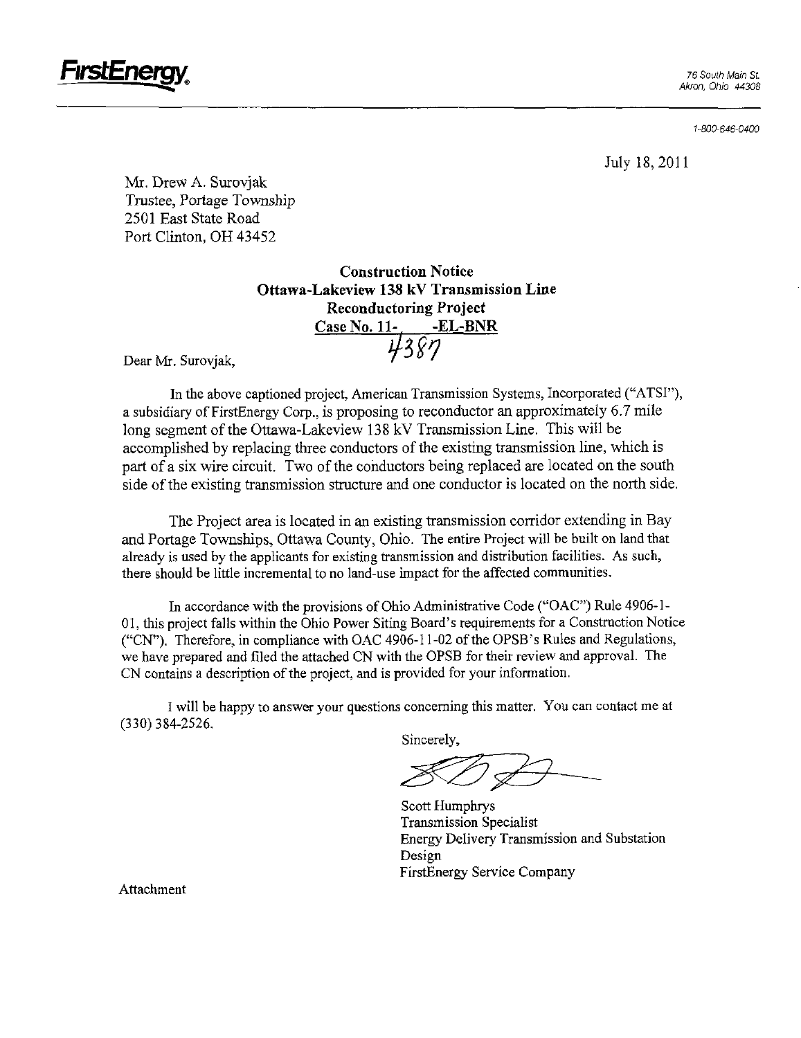**FirstEnergy**

76 South Main St.
Akron, Ohio 44308

1-800-646-0400

July 18, 2011

Mr. Drew A. Surovjak
Trustee, Portage Township
2501 East State Road
Port Clinton, OH 43452

**Construction Notice**
**Ottawa-Lakeview 138 kV Transmission Line**
**Reconductoring Project**
**Case No. 11-4387-EL-BNR**

Dear Mr. Surovjak,

In the above captioned project, American Transmission Systems, Incorporated ("ATSI"), a subsidiary of FirstEnergy Corp., is proposing to reconductor an approximately 6.7 mile long segment of the Ottawa-Lakeview 138 kV Transmission Line. This will be accomplished by replacing three conductors of the existing transmission line, which is part of a six wire circuit. Two of the conductors being replaced are located on the south side of the existing transmission structure and one conductor is located on the north side.

The Project area is located in an existing transmission corridor extending in Bay and Portage Townships, Ottawa County, Ohio. The entire Project will be built on land that already is used by the applicants for existing transmission and distribution facilities. As such, there should be little incremental to no land-use impact for the affected communities.

In accordance with the provisions of Ohio Administrative Code ("OAC") Rule 4906-1-01, this project falls within the Ohio Power Siting Board's requirements for a Construction Notice ("CN"). Therefore, in compliance with OAC 4906-11-02 of the OPSB's Rules and Regulations, we have prepared and filed the attached CN with the OPSB for their review and approval. The CN contains a description of the project, and is provided for your information.

I will be happy to answer your questions concerning this matter. You can contact me at (330) 384-2526.

Sincerely,

Scott Humphrys
Transmission Specialist
Energy Delivery Transmission and Substation Design
FirstEnergy Service Company

Attachment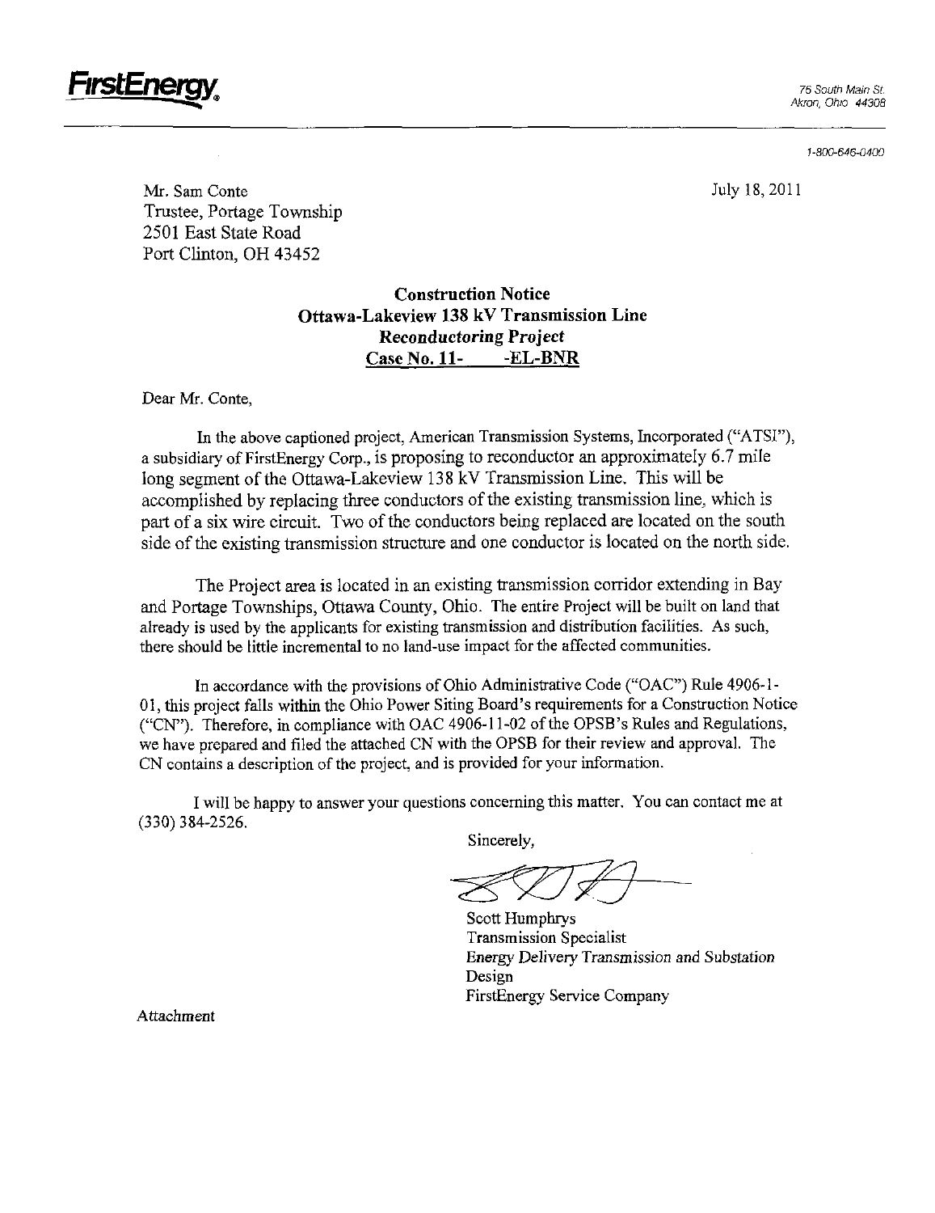**FirstEnergy**

76 South Main St.
Akron, Ohio 44308

1-800-646-0400

Mr. Sam Conte
Trustee, Portage Township
2501 East State Road
Port Clinton, OH 43452

July 18, 2011

**Construction Notice**
**Ottawa-Lakeview 138 kV Transmission Line**
***Reconductoring Project***
**Case No. 11-     -EL-BNR**

Dear Mr. Conte,

In the above captioned project, American Transmission Systems, Incorporated ("ATSI"), a subsidiary of FirstEnergy Corp., is proposing to reconductor an approximately 6.7 mile long segment of the Ottawa-Lakeview 138 kV Transmission Line. This will be accomplished by replacing three conductors of the existing transmission line, which is part of a six wire circuit. Two of the conductors being replaced are located on the south side of the existing transmission structure and one conductor is located on the north side.

The Project area is located in an existing transmission corridor extending in Bay and Portage Townships, Ottawa County, Ohio. The entire Project will be built on land that already is used by the applicants for existing transmission and distribution facilities. As such, there should be little incremental to no land-use impact for the affected communities.

In accordance with the provisions of Ohio Administrative Code ("OAC") Rule 4906-1-01, this project falls within the Ohio Power Siting Board's requirements for a Construction Notice ("CN"). Therefore, in compliance with OAC 4906-11-02 of the OPSB's Rules and Regulations, we have prepared and filed the attached CN with the OPSB for their review and approval. The CN contains a description of the project, and is provided for your information.

I will be happy to answer your questions concerning this matter. You can contact me at (330) 384-2526.

Sincerely,

Scott Humphrys
Transmission Specialist
Energy Delivery Transmission and Substation Design
FirstEnergy Service Company

Attachment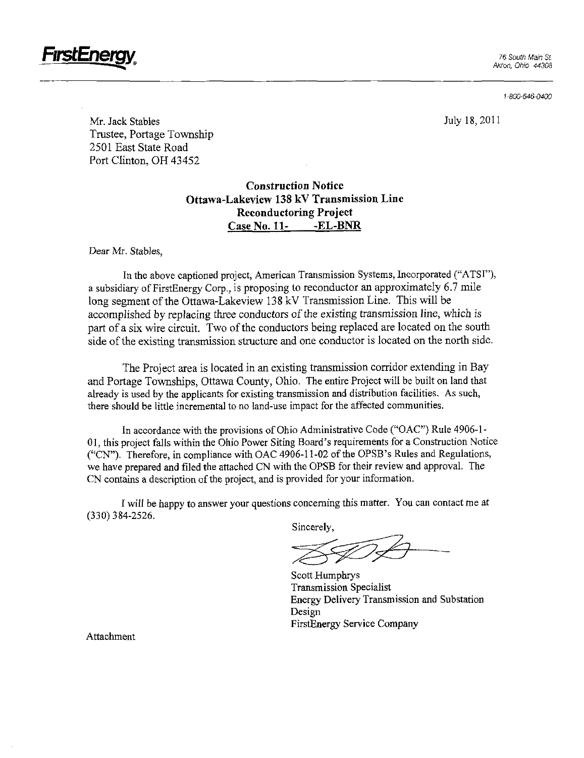**FirstEnergy**

76 South Main St.
Akron, Ohio 44308

1-800-646-0400

Mr. Jack Stables
Trustee, Portage Township
2501 East State Road
Port Clinton, OH 43452

July 18, 2011

**Construction Notice**
**Ottawa-Lakeview 138 kV Transmission Line**
**Reconductoring Project**
**Case No. 11- -EL-BNR**

Dear Mr. Stables,

In the above captioned project, American Transmission Systems, Incorporated ("ATSI"), a subsidiary of FirstEnergy Corp., is proposing to reconductor an approximately 6.7 mile long segment of the Ottawa-Lakeview 138 kV Transmission Line. This will be accomplished by replacing three conductors of the existing transmission line, which is part of a six wire circuit. Two of the conductors being replaced are located on the south side of the existing transmission structure and one conductor is located on the north side.

The Project area is located in an existing transmission corridor extending in Bay and Portage Townships, Ottawa County, Ohio. The entire Project will be built on land that already is used by the applicants for existing transmission and distribution facilities. As such, there should be little incremental to no land-use impact for the affected communities.

In accordance with the provisions of Ohio Administrative Code ("OAC") Rule 4906-1-01, this project falls within the Ohio Power Siting Board's requirements for a Construction Notice ("CN"). Therefore, in compliance with OAC 4906-11-02 of the OPSB's Rules and Regulations, we have prepared and filed the attached CN with the OPSB for their review and approval. The CN contains a description of the project, and is provided for your information.

I will be happy to answer your questions concerning this matter. You can contact me at (330) 384-2526.

Sincerely,

Scott Humphrys
Transmission Specialist
Energy Delivery Transmission and Substation Design
FirstEnergy Service Company

Attachment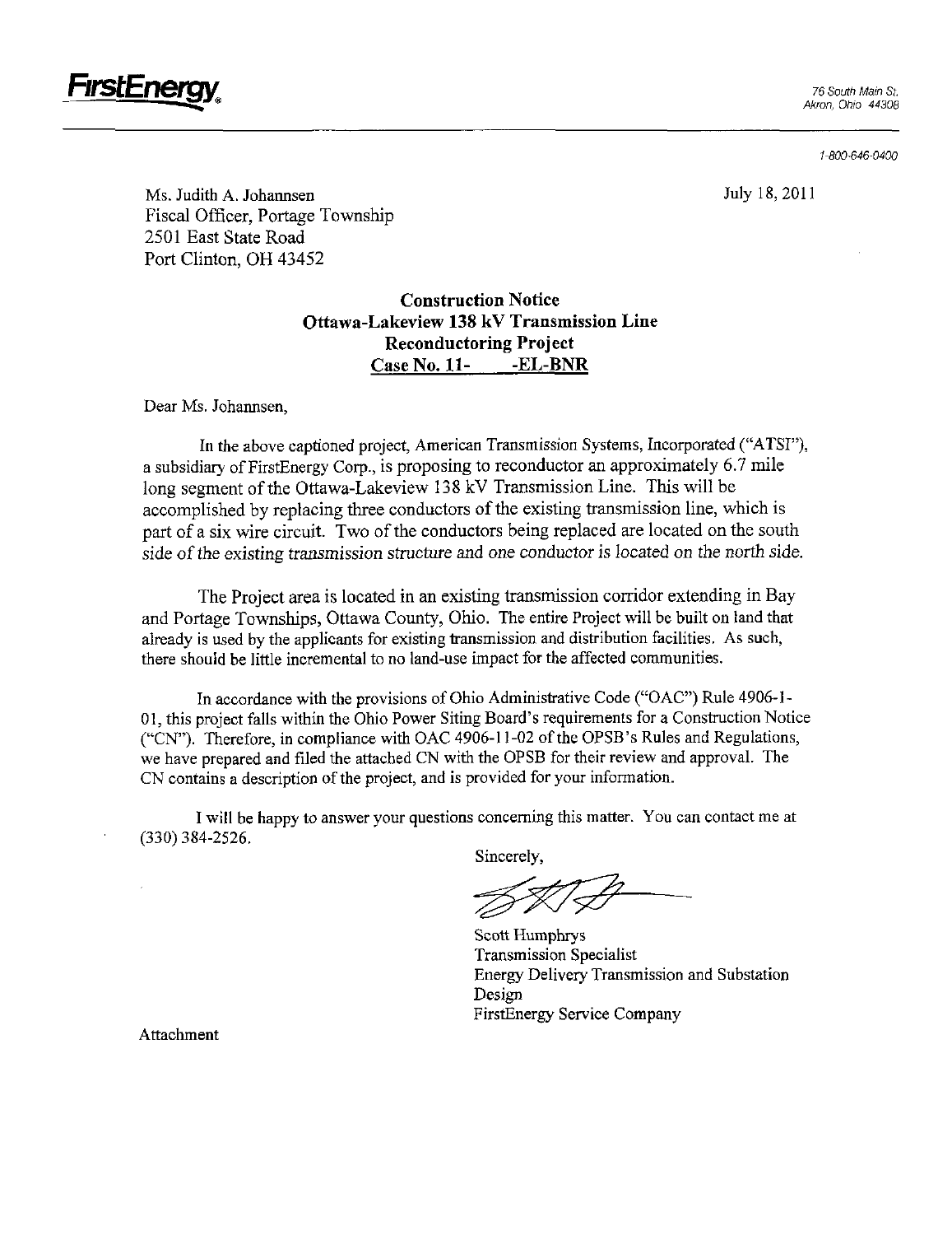**FirstEnergy**

76 South Main St.
Akron, Ohio 44308

1-800-646-0400

Ms. Judith A. Johannsen
Fiscal Officer, Portage Township
2501 East State Road
Port Clinton, OH 43452

July 18, 2011

**Construction Notice**
**Ottawa-Lakeview 138 kV Transmission Line**
**Reconductoring Project**
**Case No. 11- -EL-BNR**

Dear Ms. Johannsen,

In the above captioned project, American Transmission Systems, Incorporated ("ATSI"), a subsidiary of FirstEnergy Corp., is proposing to reconductor an approximately 6.7 mile long segment of the Ottawa-Lakeview 138 kV Transmission Line. This will be accomplished by replacing three conductors of the existing transmission line, which is part of a six wire circuit. Two of the conductors being replaced are located on the south side of the existing transmission structure and one conductor is located on the north side.

The Project area is located in an existing transmission corridor extending in Bay and Portage Townships, Ottawa County, Ohio. The entire Project will be built on land that already is used by the applicants for existing transmission and distribution facilities. As such, there should be little incremental to no land-use impact for the affected communities.

In accordance with the provisions of Ohio Administrative Code ("OAC") Rule 4906-1-01, this project falls within the Ohio Power Siting Board's requirements for a Construction Notice ("CN"). Therefore, in compliance with OAC 4906-11-02 of the OPSB's Rules and Regulations, we have prepared and filed the attached CN with the OPSB for their review and approval. The CN contains a description of the project, and is provided for your information.

I will be happy to answer your questions concerning this matter. You can contact me at (330) 384-2526.

Sincerely,

Scott Humphrys
Transmission Specialist
Energy Delivery Transmission and Substation Design
FirstEnergy Service Company

Attachment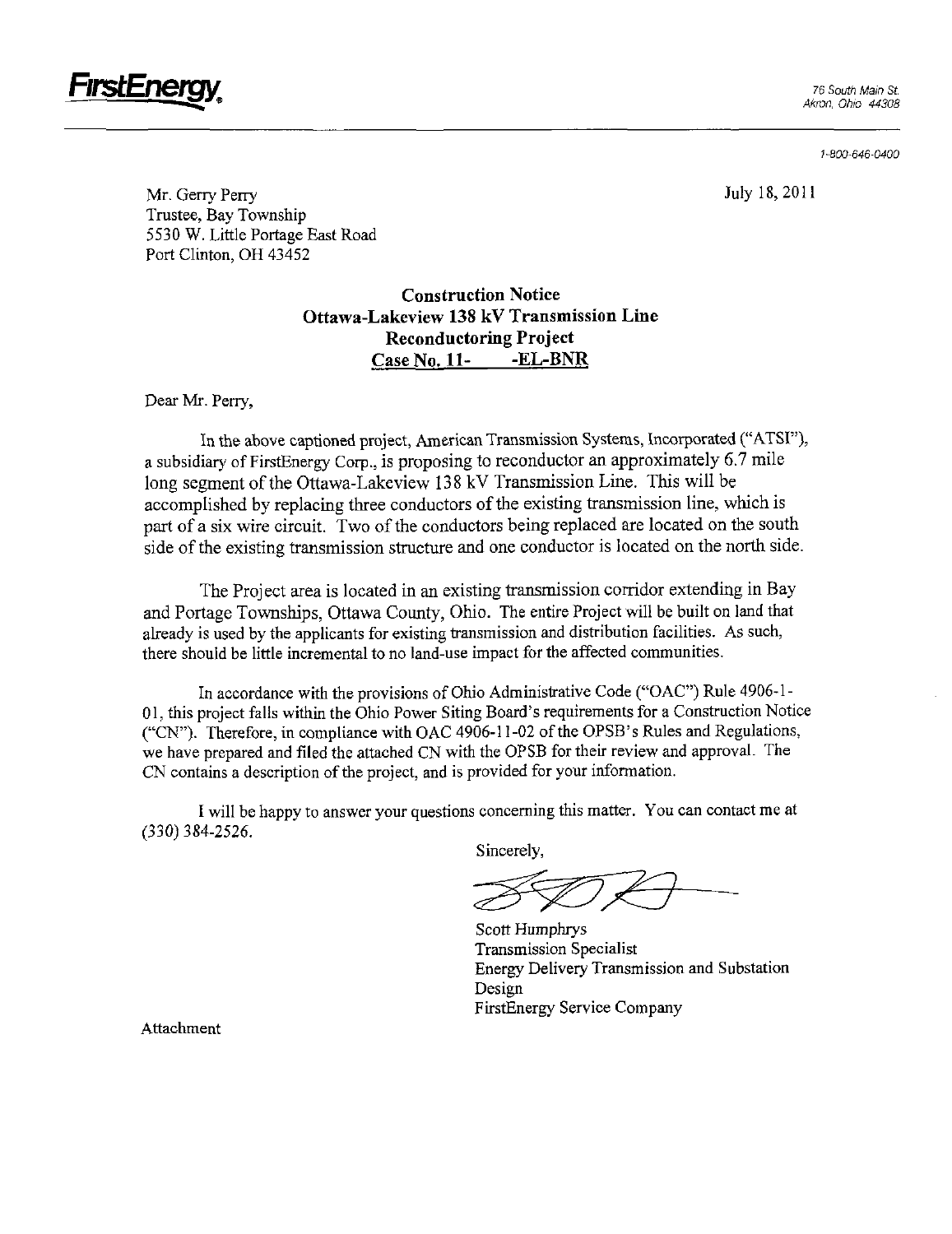**FirstEnergy**

76 South Main St.
Akron, Ohio 44308

1-800-646-0400

Mr. Gerry Perry
Trustee, Bay Township
5530 W. Little Portage East Road
Port Clinton, OH 43452

July 18, 2011

**Construction Notice**
**Ottawa-Lakeview 138 kV Transmission Line**
**Reconductoring Project**
**Case No. 11- -EL-BNR**

Dear Mr. Perry,

In the above captioned project, American Transmission Systems, Incorporated ("ATSI"), a subsidiary of FirstEnergy Corp., is proposing to reconductor an approximately 6.7 mile long segment of the Ottawa-Lakeview 138 kV Transmission Line. This will be accomplished by replacing three conductors of the existing transmission line, which is part of a six wire circuit. Two of the conductors being replaced are located on the south side of the existing transmission structure and one conductor is located on the north side.

The Project area is located in an existing transmission corridor extending in Bay and Portage Townships, Ottawa County, Ohio. The entire Project will be built on land that already is used by the applicants for existing transmission and distribution facilities. As such, there should be little incremental to no land-use impact for the affected communities.

In accordance with the provisions of Ohio Administrative Code ("OAC") Rule 4906-1-01, this project falls within the Ohio Power Siting Board's requirements for a Construction Notice ("CN"). Therefore, in compliance with OAC 4906-11-02 of the OPSB's Rules and Regulations, we have prepared and filed the attached CN with the OPSB for their review and approval. The CN contains a description of the project, and is provided for your information.

I will be happy to answer your questions concerning this matter. You can contact me at (330) 384-2526.

Sincerely,

Scott Humphrys
Transmission Specialist
Energy Delivery Transmission and Substation Design
FirstEnergy Service Company

Attachment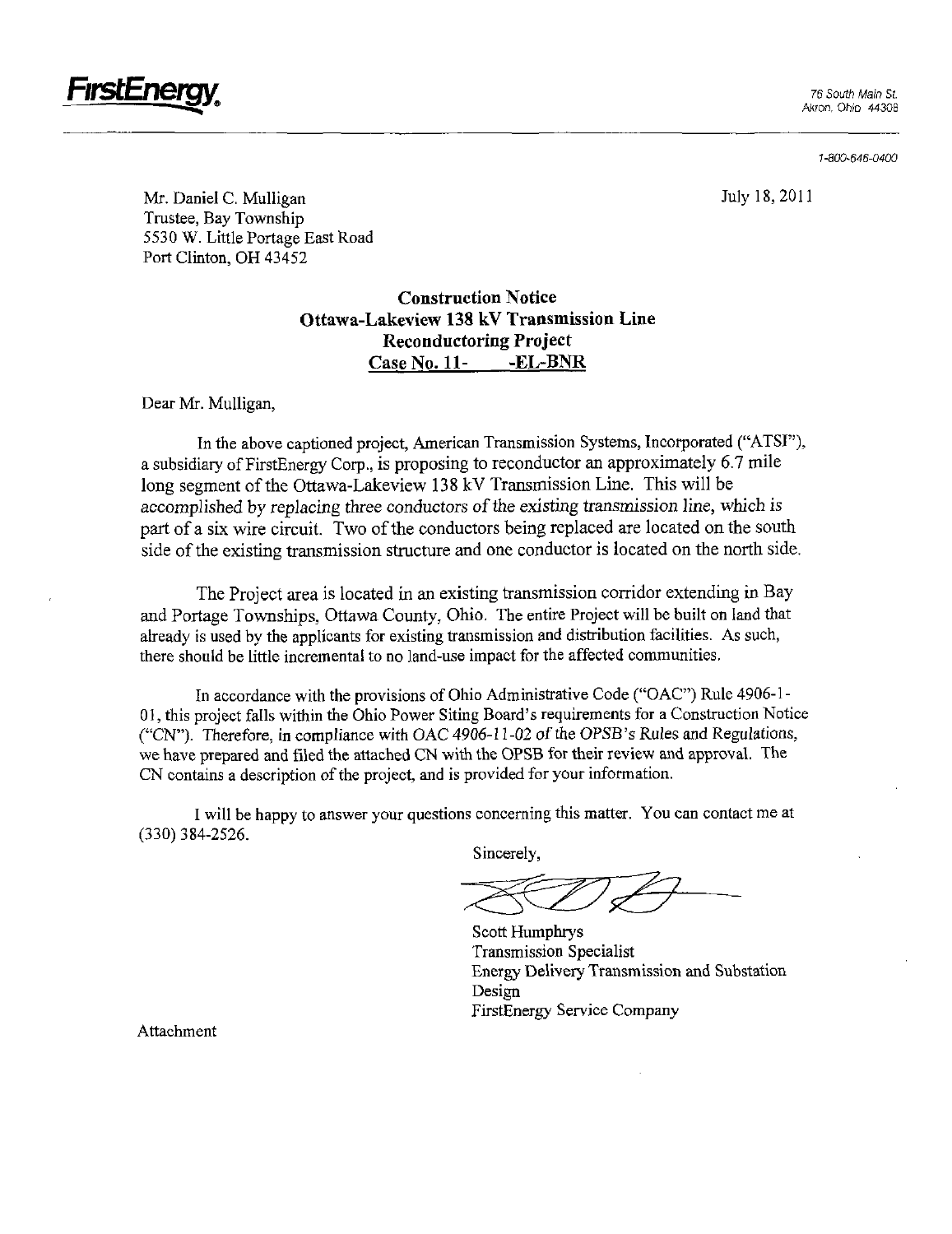**FirstEnergy**

76 South Main St.
Akron, Ohio 44308

1-800-646-0400

Mr. Daniel C. Mulligan
Trustee, Bay Township
5530 W. Little Portage East Road
Port Clinton, OH 43452

July 18, 2011

**Construction Notice**
**Ottawa-Lakeview 138 kV Transmission Line**
**Reconductoring Project**
**Case No. 11-      -EL-BNR**

Dear Mr. Mulligan,

In the above captioned project, American Transmission Systems, Incorporated ("ATSI"), a subsidiary of FirstEnergy Corp., is proposing to reconductor an approximately 6.7 mile long segment of the Ottawa-Lakeview 138 kV Transmission Line. This will be accomplished by replacing three conductors of the existing transmission line, which is part of a six wire circuit. Two of the conductors being replaced are located on the south side of the existing transmission structure and one conductor is located on the north side.

The Project area is located in an existing transmission corridor extending in Bay and Portage Townships, Ottawa County, Ohio. The entire Project will be built on land that already is used by the applicants for existing transmission and distribution facilities. As such, there should be little incremental to no land-use impact for the affected communities.

In accordance with the provisions of Ohio Administrative Code ("OAC") Rule 4906-1-01, this project falls within the Ohio Power Siting Board's requirements for a Construction Notice ("CN"). Therefore, in compliance with OAC 4906-11-02 of the OPSB's Rules and Regulations, we have prepared and filed the attached CN with the OPSB for their review and approval. The CN contains a description of the project, and is provided for your information.

I will be happy to answer your questions concerning this matter. You can contact me at (330) 384-2526.

Sincerely,

Scott Humphrys
Transmission Specialist
Energy Delivery Transmission and Substation Design
FirstEnergy Service Company

Attachment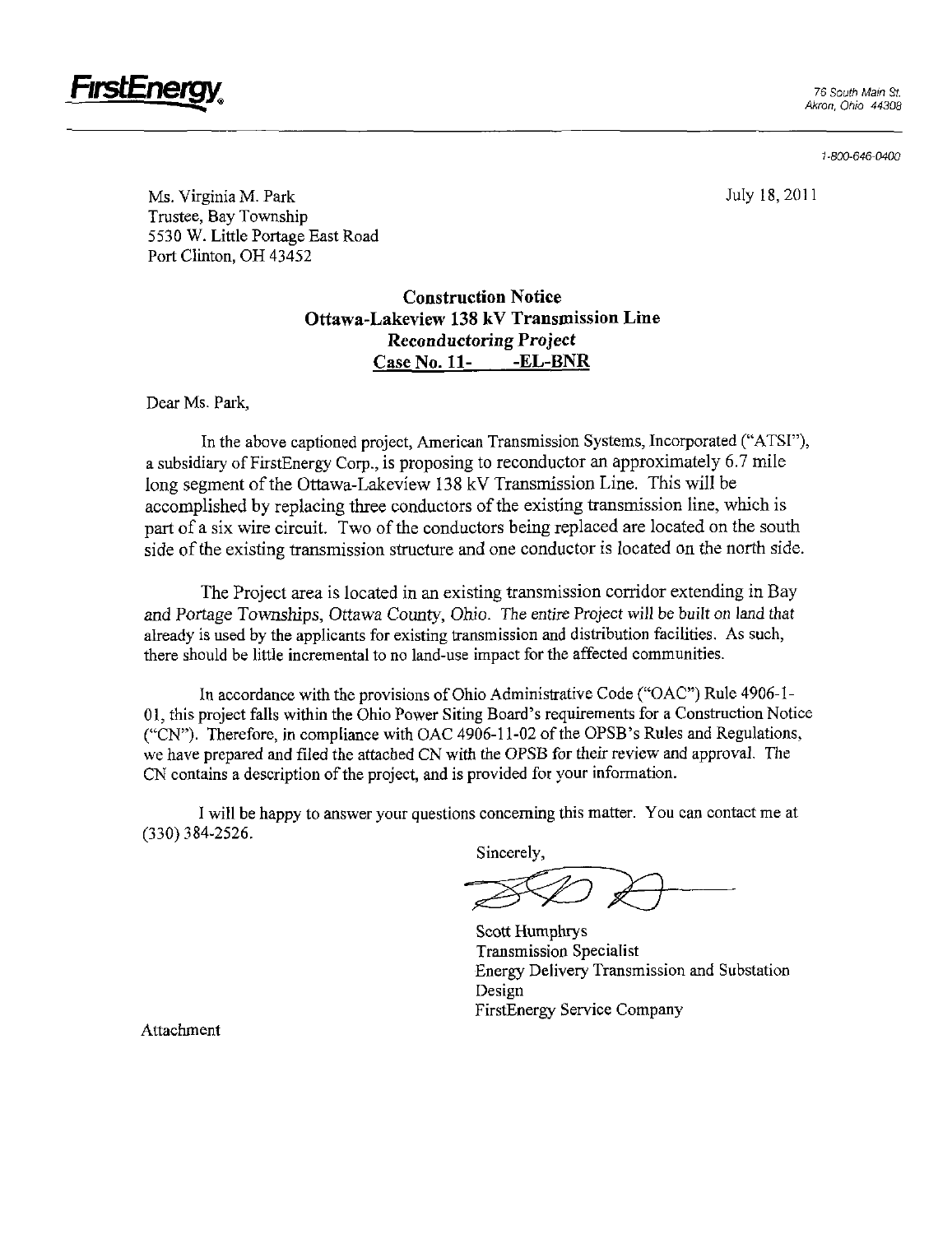**FirstEnergy**

76 South Main St.
Akron, Ohio 44308

1-800-646-0400

Ms. Virginia M. Park
Trustee, Bay Township
5530 W. Little Portage East Road
Port Clinton, OH 43452

July 18, 2011

**Construction Notice**
**Ottawa-Lakeview 138 kV Transmission Line**
***Reconductoring Project***
**Case No. 11-      -EL-BNR**

Dear Ms. Park,

In the above captioned project, American Transmission Systems, Incorporated ("ATSI"), a subsidiary of FirstEnergy Corp., is proposing to reconductor an approximately 6.7 mile long segment of the Ottawa-Lakeview 138 kV Transmission Line. This will be accomplished by replacing three conductors of the existing transmission line, which is part of a six wire circuit. Two of the conductors being replaced are located on the south side of the existing transmission structure and one conductor is located on the north side.

The Project area is located in an existing transmission corridor extending in Bay and Portage Townships, Ottawa County, Ohio. The entire Project will be built on land that already is used by the applicants for existing transmission and distribution facilities. As such, there should be little incremental to no land-use impact for the affected communities.

In accordance with the provisions of Ohio Administrative Code ("OAC") Rule 4906-1-01, this project falls within the Ohio Power Siting Board's requirements for a Construction Notice ("CN"). Therefore, in compliance with OAC 4906-11-02 of the OPSB's Rules and Regulations, we have prepared and filed the attached CN with the OPSB for their review and approval. The CN contains a description of the project, and is provided for your information.

I will be happy to answer your questions concerning this matter. You can contact me at (330) 384-2526.

Sincerely,

Scott Humphrys
Transmission Specialist
Energy Delivery Transmission and Substation Design
FirstEnergy Service Company

Attachment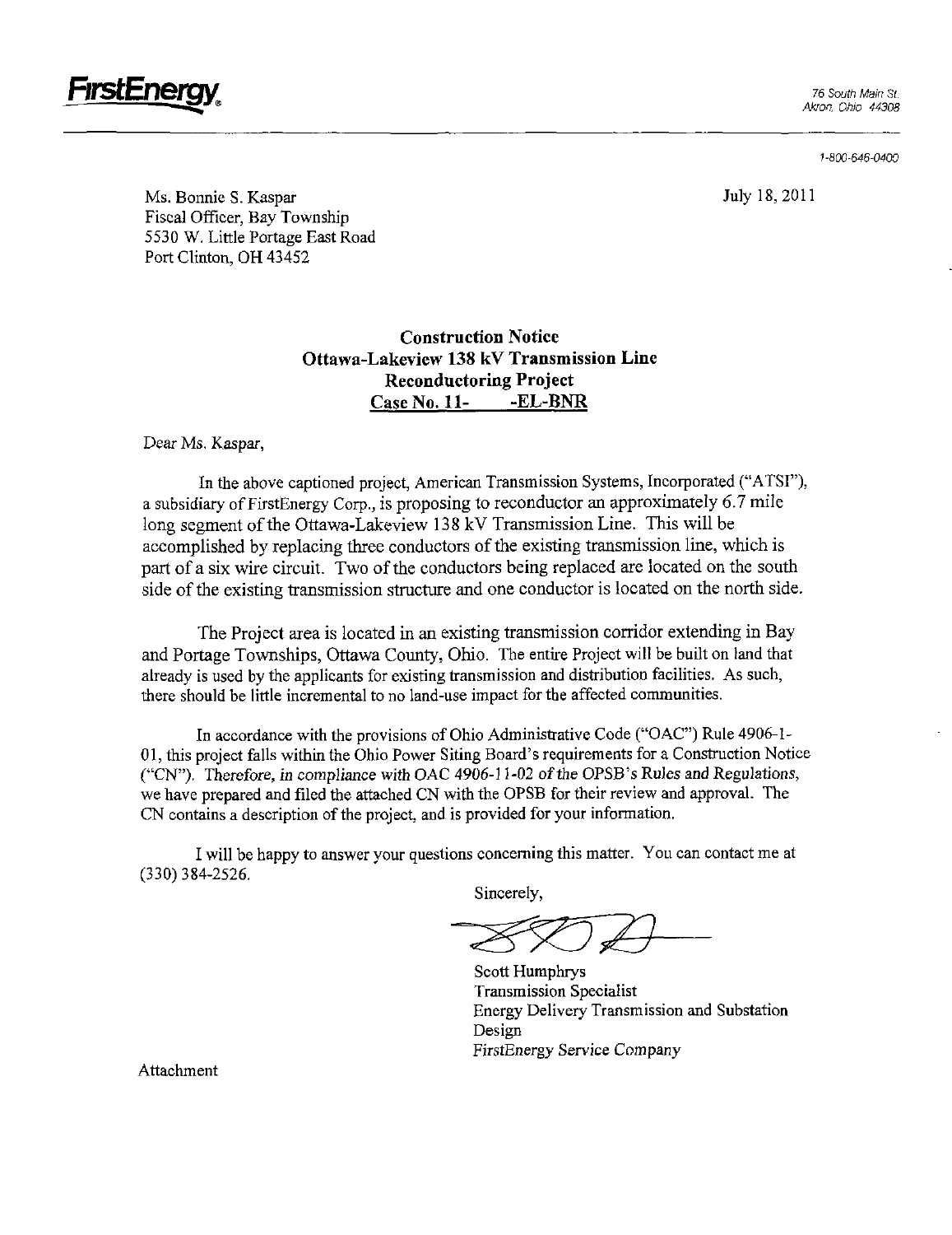**FirstEnergy**

76 South Main St.
Akron, Ohio 44308

1-800-646-0400

Ms. Bonnie S. Kaspar
Fiscal Officer, Bay Township
5530 W. Little Portage East Road
Port Clinton, OH 43452

July 18, 2011

**Construction Notice**
**Ottawa-Lakeview 138 kV Transmission Line**
**Reconductoring Project**
**Case No. 11-     -EL-BNR**

Dear Ms. Kaspar,

In the above captioned project, American Transmission Systems, Incorporated ("ATSI"), a subsidiary of FirstEnergy Corp., is proposing to reconductor an approximately 6.7 mile long segment of the Ottawa-Lakeview 138 kV Transmission Line. This will be accomplished by replacing three conductors of the existing transmission line, which is part of a six wire circuit. Two of the conductors being replaced are located on the south side of the existing transmission structure and one conductor is located on the north side.

The Project area is located in an existing transmission corridor extending in Bay and Portage Townships, Ottawa County, Ohio. The entire Project will be built on land that already is used by the applicants for existing transmission and distribution facilities. As such, there should be little incremental to no land-use impact for the affected communities.

In accordance with the provisions of Ohio Administrative Code ("OAC") Rule 4906-1-01, this project falls within the Ohio Power Siting Board's requirements for a Construction Notice ("CN"). Therefore, in compliance with OAC 4906-11-02 of the OPSB's Rules and Regulations, we have prepared and filed the attached CN with the OPSB for their review and approval. The CN contains a description of the project, and is provided for your information.

I will be happy to answer your questions concerning this matter. You can contact me at (330) 384-2526.

Sincerely,

Scott Humphrys
Transmission Specialist
Energy Delivery Transmission and Substation Design
FirstEnergy Service Company

Attachment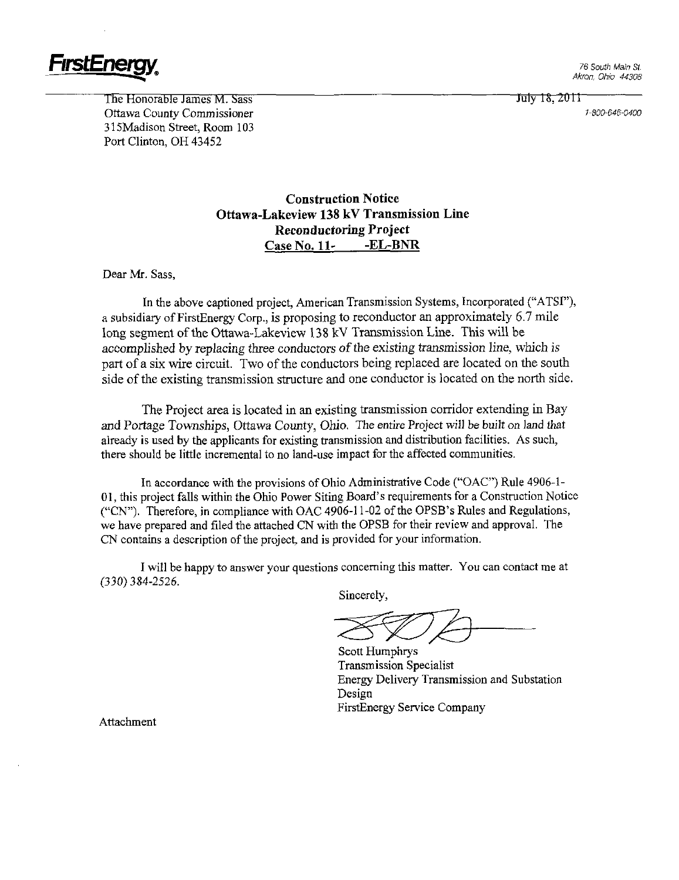**FirstEnergy**

76 South Main St.
Akron, Ohio 44308

1-800-646-0400

The Honorable James M. Sass
Ottawa County Commissioner
315Madison Street, Room 103
Port Clinton, OH 43452

July 18, 2011

**Construction Notice**
**Ottawa-Lakeview 138 kV Transmission Line**
**Reconductoring Project**
**Case No. 11- -EL-BNR**

Dear Mr. Sass,

In the above captioned project, American Transmission Systems, Incorporated ("ATSI"), a subsidiary of FirstEnergy Corp., is proposing to reconductor an approximately 6.7 mile long segment of the Ottawa-Lakeview 138 kV Transmission Line. This will be accomplished by replacing three conductors of the existing transmission line, which is part of a six wire circuit. Two of the conductors being replaced are located on the south side of the existing transmission structure and one conductor is located on the north side.

The Project area is located in an existing transmission corridor extending in Bay and Portage Townships, Ottawa County, Ohio. The entire Project will be built on land that already is used by the applicants for existing transmission and distribution facilities. As such, there should be little incremental to no land-use impact for the affected communities.

In accordance with the provisions of Ohio Administrative Code ("OAC") Rule 4906-1-01, this project falls within the Ohio Power Siting Board's requirements for a Construction Notice ("CN"). Therefore, in compliance with OAC 4906-11-02 of the OPSB's Rules and Regulations, we have prepared and filed the attached CN with the OPSB for their review and approval. The CN contains a description of the project, and is provided for your information.

I will be happy to answer your questions concerning this matter. You can contact me at (330) 384-2526.

Sincerely,

Scott Humphrys
Transmission Specialist
Energy Delivery Transmission and Substation Design
FirstEnergy Service Company

Attachment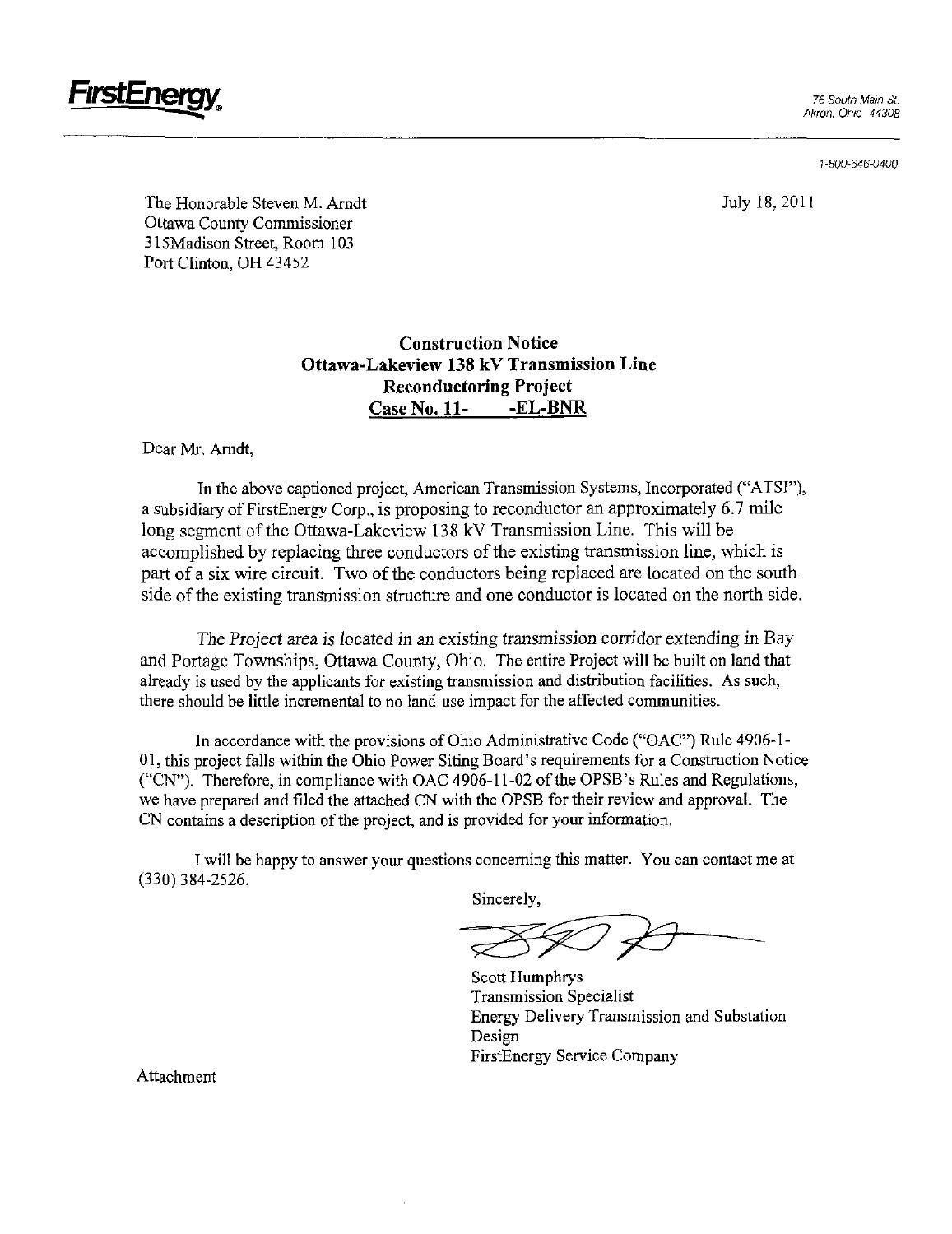FirstEnergy

76 South Main St.
Akron, Ohio 44308

1-800-646-0400

The Honorable Steven M. Arndt
Ottawa County Commissioner
315Madison Street, Room 103
Port Clinton, OH 43452

July 18, 2011

**Construction Notice**
**Ottawa-Lakeview 138 kV Transmission Line**
**Reconductoring Project**
**Case No. 11- -EL-BNR**

Dear Mr. Arndt,

In the above captioned project, American Transmission Systems, Incorporated ("ATSI"), a subsidiary of FirstEnergy Corp., is proposing to reconductor an approximately 6.7 mile long segment of the Ottawa-Lakeview 138 kV Transmission Line. This will be accomplished by replacing three conductors of the existing transmission line, which is part of a six wire circuit. Two of the conductors being replaced are located on the south side of the existing transmission structure and one conductor is located on the north side.

The Project area is located in an existing transmission corridor extending in Bay and Portage Townships, Ottawa County, Ohio. The entire Project will be built on land that already is used by the applicants for existing transmission and distribution facilities. As such, there should be little incremental to no land-use impact for the affected communities.

In accordance with the provisions of Ohio Administrative Code ("OAC") Rule 4906-1-01, this project falls within the Ohio Power Siting Board's requirements for a Construction Notice ("CN"). Therefore, in compliance with OAC 4906-11-02 of the OPSB's Rules and Regulations, we have prepared and filed the attached CN with the OPSB for their review and approval. The CN contains a description of the project, and is provided for your information.

I will be happy to answer your questions concerning this matter. You can contact me at (330) 384-2526.

Sincerely,

Scott Humphrys
Transmission Specialist
Energy Delivery Transmission and Substation Design
FirstEnergy Service Company

Attachment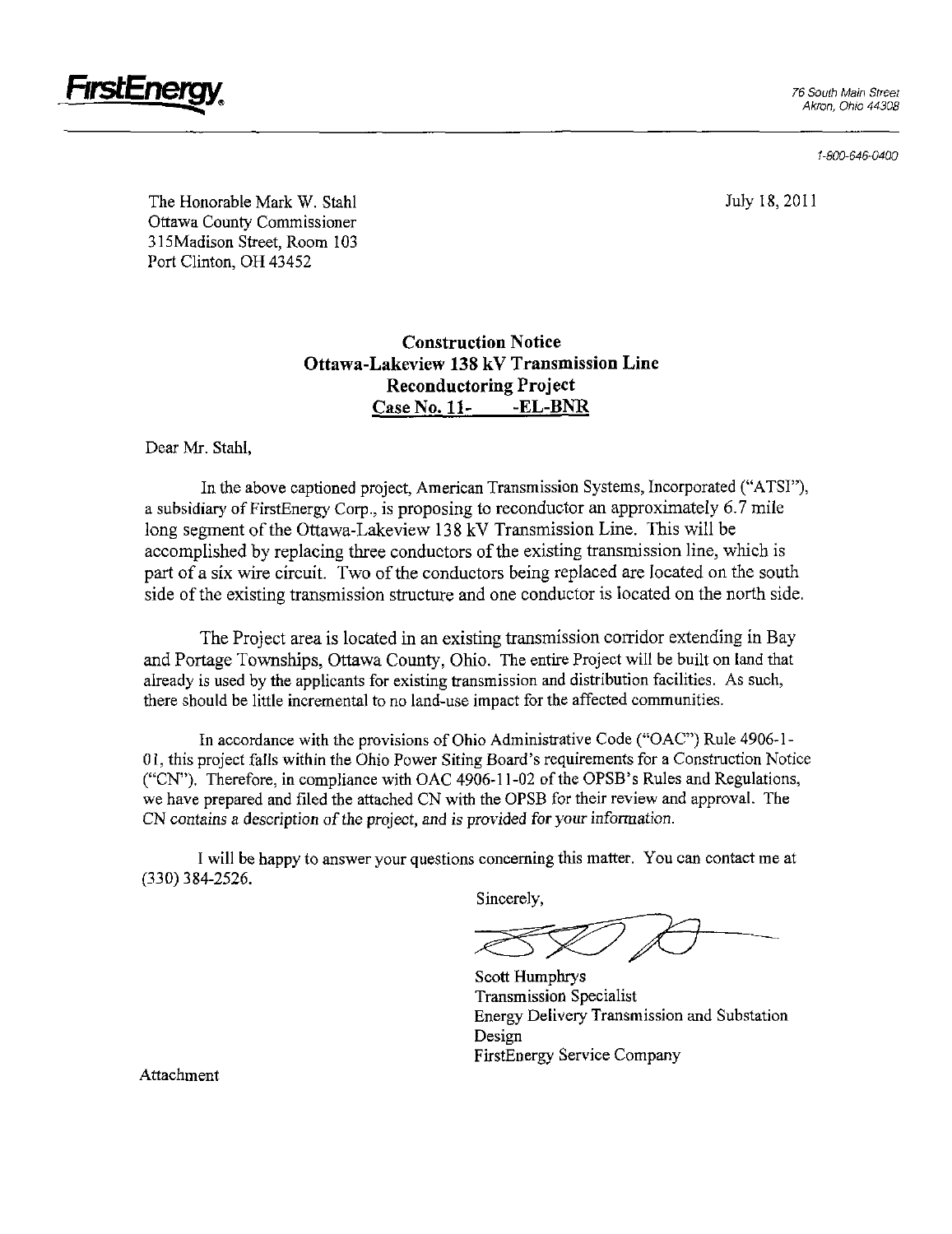**FirstEnergy.**

76 South Main Street
Akron, Ohio 44308

1-800-646-0400

The Honorable Mark W. Stahl
Ottawa County Commissioner
315Madison Street, Room 103
Port Clinton, OH 43452

July 18, 2011

**Construction Notice**
**Ottawa-Lakeview 138 kV Transmission Line**
**Reconductoring Project**
**Case No. 11- -EL-BNR**

Dear Mr. Stahl,

In the above captioned project, American Transmission Systems, Incorporated ("ATSI"), a subsidiary of FirstEnergy Corp., is proposing to reconductor an approximately 6.7 mile long segment of the Ottawa-Lakeview 138 kV Transmission Line. This will be accomplished by replacing three conductors of the existing transmission line, which is part of a six wire circuit. Two of the conductors being replaced are located on the south side of the existing transmission structure and one conductor is located on the north side.

The Project area is located in an existing transmission corridor extending in Bay and Portage Townships, Ottawa County, Ohio. The entire Project will be built on land that already is used by the applicants for existing transmission and distribution facilities. As such, there should be little incremental to no land-use impact for the affected communities.

In accordance with the provisions of Ohio Administrative Code ("OAC") Rule 4906-1-01, this project falls within the Ohio Power Siting Board's requirements for a Construction Notice ("CN"). Therefore, in compliance with OAC 4906-11-02 of the OPSB's Rules and Regulations, we have prepared and filed the attached CN with the OPSB for their review and approval. The CN contains a description of the project, and is provided for your information.

I will be happy to answer your questions concerning this matter. You can contact me at (330) 384-2526.

Sincerely,

Scott Humphrys
Transmission Specialist
Energy Delivery Transmission and Substation Design
FirstEnergy Service Company

Attachment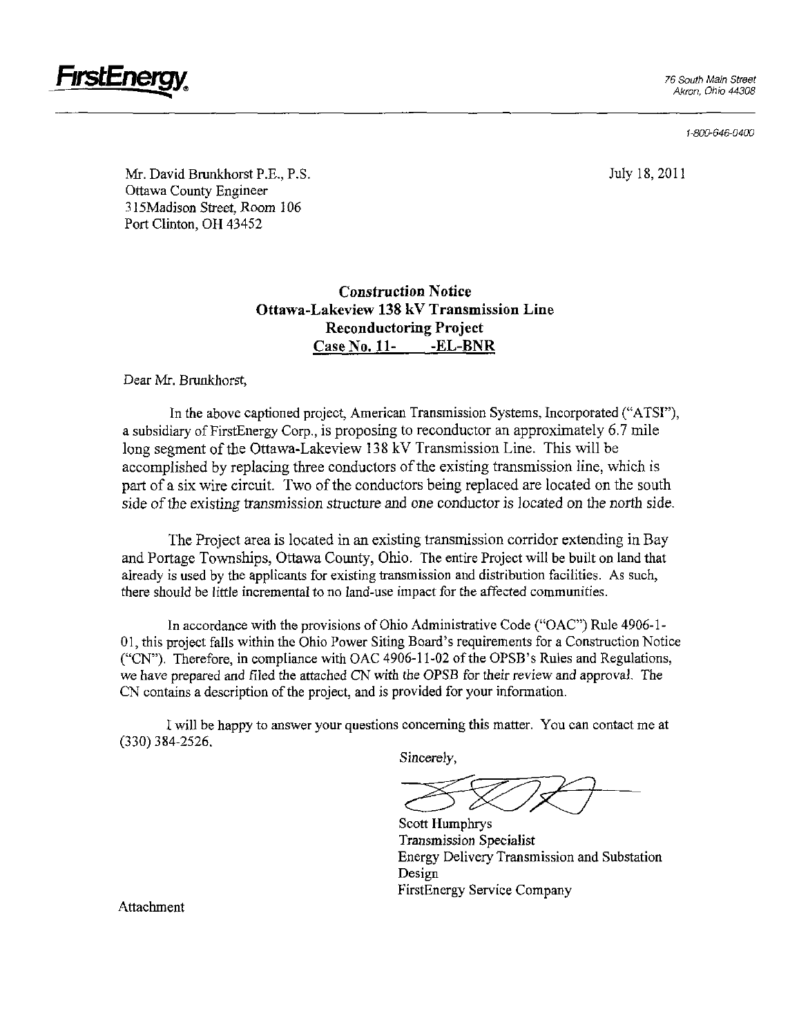**FirstEnergy**

76 South Main Street
Akron, Ohio 44308

1-800-646-0400

Mr. David Brunkhorst P.E., P.S.
Ottawa County Engineer
315Madison Street, Room 106
Port Clinton, OH 43452

July 18, 2011

**Construction Notice**
**Ottawa-Lakeview 138 kV Transmission Line**
**Reconductoring Project**
**<u>Case No. 11- -EL-BNR</u>**

Dear Mr. Brunkhorst,

In the above captioned project, American Transmission Systems, Incorporated ("ATSI"), a subsidiary of FirstEnergy Corp., is proposing to reconductor an approximately 6.7 mile long segment of the Ottawa-Lakeview 138 kV Transmission Line. This will be accomplished by replacing three conductors of the existing transmission line, which is part of a six wire circuit. Two of the conductors being replaced are located on the south side of the existing transmission structure and one conductor is located on the north side.

The Project area is located in an existing transmission corridor extending in Bay and Portage Townships, Ottawa County, Ohio. The entire Project will be built on land that already is used by the applicants for existing transmission and distribution facilities. As such, there should be little incremental to no land-use impact for the affected communities.

In accordance with the provisions of Ohio Administrative Code ("OAC") Rule 4906-1-01, this project falls within the Ohio Power Siting Board's requirements for a Construction Notice ("CN"). Therefore, in compliance with OAC 4906-11-02 of the OPSB's Rules and Regulations, we have prepared and filed the attached CN with the OPSB for their review and approval. The CN contains a description of the project, and is provided for your information.

I will be happy to answer your questions concerning this matter. You can contact me at (330) 384-2526.

Sincerely,

Scott Humphrys
Transmission Specialist
Energy Delivery Transmission and Substation Design
FirstEnergy Service Company

Attachment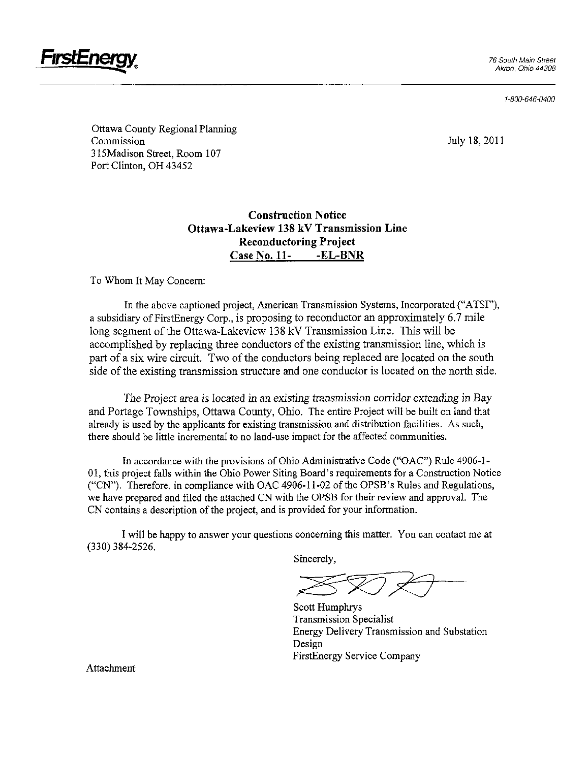**FirstEnergy.**

76 South Main Street
Akron, Ohio 44308

1-800-646-0400

Ottawa County Regional Planning
Commission
315Madison Street, Room 107
Port Clinton, OH 43452

July 18, 2011

**Construction Notice**
**Ottawa-Lakeview 138 kV Transmission Line**
**Reconductoring Project**
**Case No. 11-      -EL-BNR**

To Whom It May Concern:

In the above captioned project, American Transmission Systems, Incorporated ("ATSI"), a subsidiary of FirstEnergy Corp., is proposing to reconductor an approximately 6.7 mile long segment of the Ottawa-Lakeview 138 kV Transmission Line. This will be accomplished by replacing three conductors of the existing transmission line, which is part of a six wire circuit. Two of the conductors being replaced are located on the south side of the existing transmission structure and one conductor is located on the north side.

The Project area is located in an existing transmission corridor extending in Bay and Portage Townships, Ottawa County, Ohio. The entire Project will be built on land that already is used by the applicants for existing transmission and distribution facilities. As such, there should be little incremental to no land-use impact for the affected communities.

In accordance with the provisions of Ohio Administrative Code ("OAC") Rule 4906-1-01, this project falls within the Ohio Power Siting Board's requirements for a Construction Notice ("CN"). Therefore, in compliance with OAC 4906-11-02 of the OPSB's Rules and Regulations, we have prepared and filed the attached CN with the OPSB for their review and approval. The CN contains a description of the project, and is provided for your information.

I will be happy to answer your questions concerning this matter. You can contact me at (330) 384-2526.

Sincerely,

Scott Humphrys
Transmission Specialist
Energy Delivery Transmission and Substation Design
FirstEnergy Service Company

Attachment